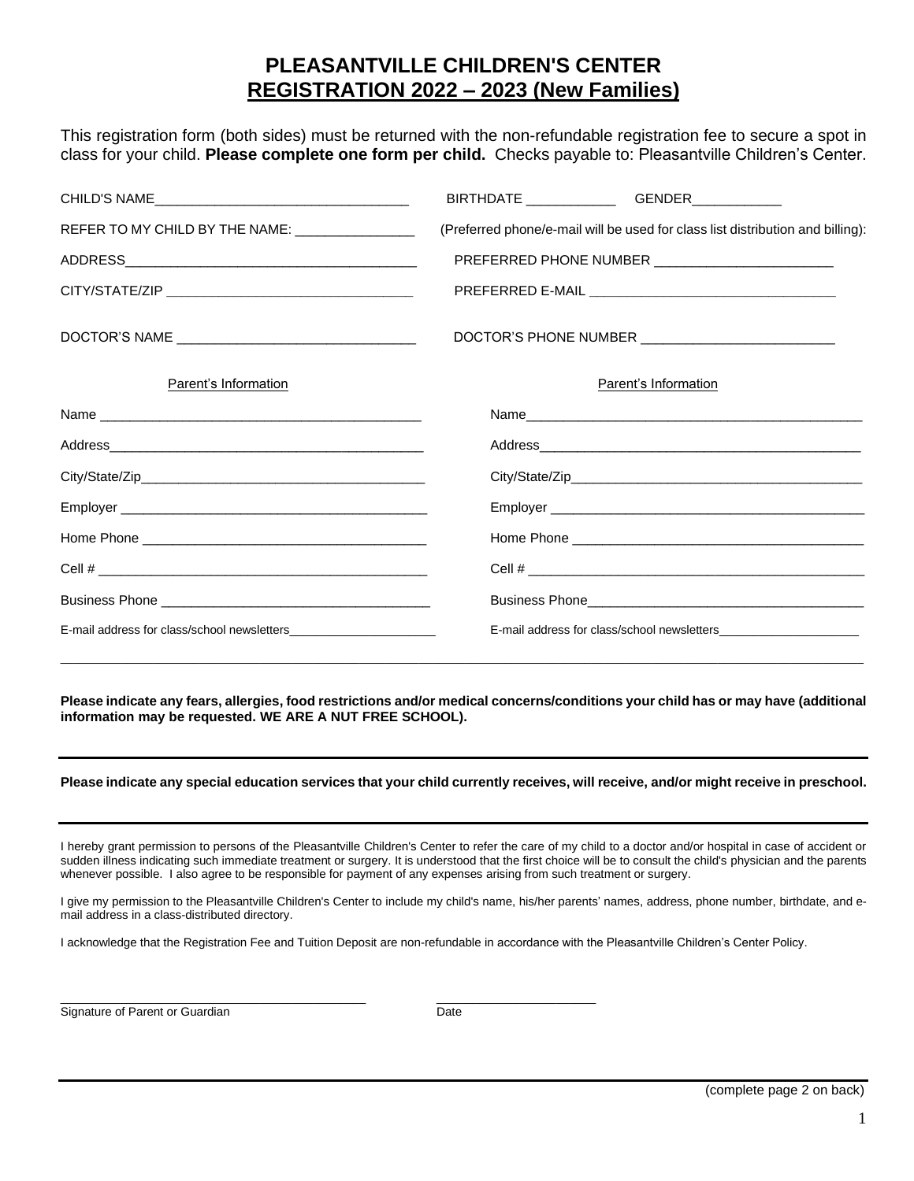# PLEASANTVILLE CHILDREN'S CENTER
## REGISTRATION 2022 – 2023 (New Families)

This registration form (both sides) must be returned with the non-refundable registration fee to secure a spot in class for your child. **Please complete one form per child.** Checks payable to: Pleasantville Children's Center.

CHILD'S NAME__________________________________ BIRTHDATE ____________ GENDER____________

REFER TO MY CHILD BY THE NAME: ________________

(Preferred phone/e-mail will be used for class list distribution and billing):

ADDRESS_______________________________________ PREFERRED PHONE NUMBER ________________________

CITY/STATE/ZIP _________________________________ PREFERRED E-MAIL _________________________________

DOCTOR'S NAME _______________________________ DOCTOR'S PHONE NUMBER _________________________

| Parent's Information | Parent's Information |
|---|---|
| Name ____________________________________________ | Name______________________________________________ |
| Address___________________________________________ | Address____________________________________________ |
| City/State/Zip______________________________________ | City/State/Zip_______________________________________ |
| Employer _________________________________________ | Employer __________________________________________ |
| Home Phone _______________________________________ | Home Phone ________________________________________ |
| Cell # ____________________________________________ | Cell # _____________________________________________ |
| Business Phone _____________________________________ | Business Phone______________________________________ |
| E-mail address for class/school newsletters______________________ | E-mail address for class/school newsletters_____________________ |

**Please indicate any fears, allergies, food restrictions and/or medical concerns/conditions your child has or may have (additional information may be requested. WE ARE A NUT FREE SCHOOL).**

**Please indicate any special education services that your child currently receives, will receive, and/or might receive in preschool.**

I hereby grant permission to persons of the Pleasantville Children's Center to refer the care of my child to a doctor and/or hospital in case of accident or sudden illness indicating such immediate treatment or surgery. It is understood that the first choice will be to consult the child's physician and the parents whenever possible. I also agree to be responsible for payment of any expenses arising from such treatment or surgery.

I give my permission to the Pleasantville Children's Center to include my child's name, his/her parents' names, address, phone number, birthdate, and e-mail address in a class-distributed directory.

I acknowledge that the Registration Fee and Tuition Deposit are non-refundable in accordance with the Pleasantville Children's Center Policy.

_____________________________________________ _______________________

Signature of Parent or Guardian Date

(complete page 2 on back)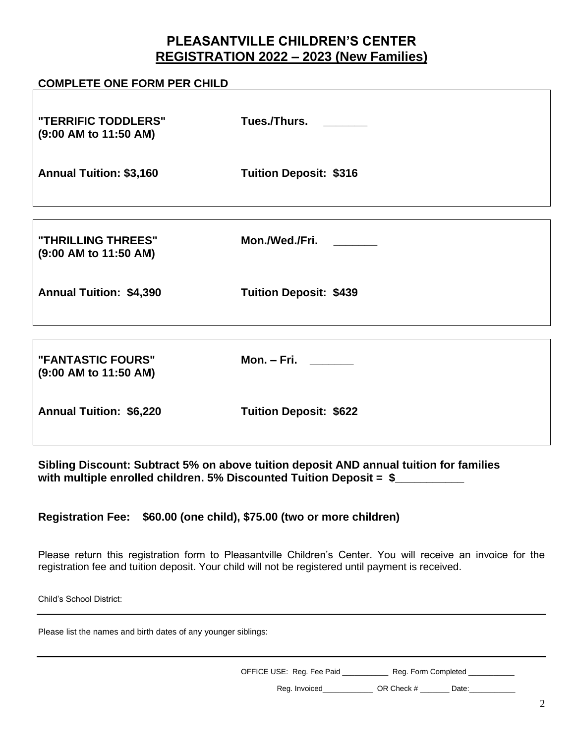# PLEASANTVILLE CHILDREN'S CENTER

## REGISTRATION 2022 – 2023 (New Families)

**COMPLETE ONE FORM PER CHILD**

**"TERRIFIC TODDLERS"** **Tues./Thurs.** _______
**(9:00 AM to 11:50 AM)**

**Annual Tuition: $3,160** **Tuition Deposit: $316**

**"THRILLING THREES"** **Mon./Wed./Fri.** _______
**(9:00 AM to 11:50 AM)**

**Annual Tuition: $4,390** **Tuition Deposit: $439**

**"FANTASTIC FOURS"** **Mon. – Fri.** _______
**(9:00 AM to 11:50 AM)**

**Annual Tuition: $6,220** **Tuition Deposit: $622**

**Sibling Discount: Subtract 5% on above tuition deposit AND annual tuition for families with multiple enrolled children. 5% Discounted Tuition Deposit = $___________**

**Registration Fee: $60.00 (one child), $75.00 (two or more children)**

Please return this registration form to Pleasantville Children's Center. You will receive an invoice for the registration fee and tuition deposit. Your child will not be registered until payment is received.

Child's School District:

---

Please list the names and birth dates of any younger siblings:

---

OFFICE USE: Reg. Fee Paid ___________ Reg. Form Completed ___________

Reg. Invoiced____________ OR Check # _______ Date:___________